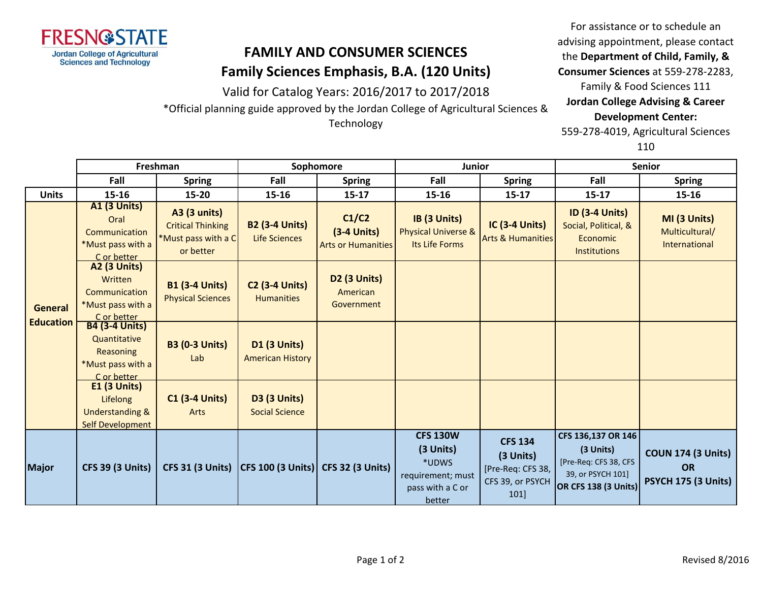FRESNO STATE
Jordan College of Agricultural Sciences and Technology

# FAMILY AND CONSUMER SCIENCES
## Family Sciences Emphasis, B.A. (120 Units)

Valid for Catalog Years: 2016/2017 to 2017/2018

*Official planning guide approved by the Jordan College of Agricultural Sciences & Technology

For assistance or to schedule an advising appointment, please contact the **Department of Child, Family, & Consumer Sciences** at 559-278-2283, Family & Food Sciences 111
**Jordan College Advising & Career Development Center:** 559-278-4019, Agricultural Sciences 110

| | Freshman | | Sophomore | | Junior | | Senior | |
|---|---|---|---|---|---|---|---|---|
| | **Fall** | **Spring** | **Fall** | **Spring** | **Fall** | **Spring** | **Fall** | **Spring** |
| **Units** | **15-16** | **15-20** | **15-16** | **15-17** | **15-16** | **15-17** | **15-17** | **15-16** |
| **General Education** | **A1 (3 Units)** Oral Communication *Must pass with a C or better | **A3 (3 units)** Critical Thinking *Must pass with a C or better | **B2 (3-4 Units)** Life Sciences | **C1/C2 (3-4 Units)** Arts or Humanities | **IB (3 Units)** Physical Universe & Its Life Forms | **IC (3-4 Units)** Arts & Humanities | **ID (3-4 Units)** Social, Political, & Economic Institutions | **MI (3 Units)** Multicultural/ International |
| | **A2 (3 Units)** Written Communication *Must pass with a C or better | **B1 (3-4 Units)** Physical Sciences | **C2 (3-4 Units)** Humanities | **D2 (3 Units)** American Government | | | | |
| | **B4 (3-4 Units)** Quantitative Reasoning *Must pass with a C or better | **B3 (0-3 Units)** Lab | **D1 (3 Units)** American History | | | | | |
| | **E1 (3 Units)** Lifelong Understanding & Self Development | **C1 (3-4 Units)** Arts | **D3 (3 Units)** Social Science | | | | | |
| **Major** | **CFS 39 (3 Units)** | **CFS 31 (3 Units)** | **CFS 100 (3 Units)** | **CFS 32 (3 Units)** | **CFS 130W (3 Units)** *UDWS requirement; must pass with a C or better | **CFS 134 (3 Units)** [Pre-Req: CFS 38, CFS 39, or PSYCH 101] | **CFS 136,137 OR 146 (3 Units)** [Pre-Req: CFS 38, CFS 39, or PSYCH 101] **OR CFS 138 (3 Units)** | **COUN 174 (3 Units) OR PSYCH 175 (3 Units)** |

Revised 8/2016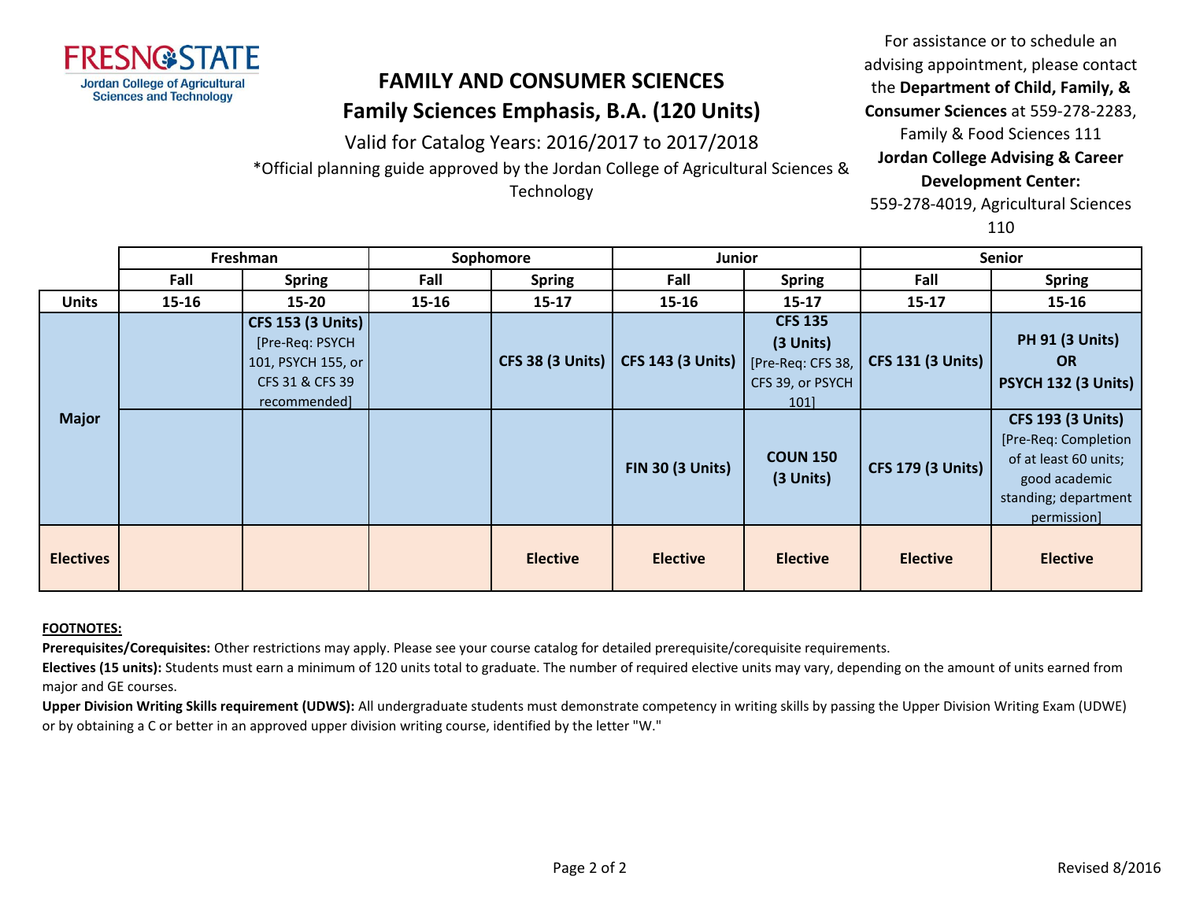# FAMILY AND CONSUMER SCIENCES

## Family Sciences Emphasis, B.A. (120 Units)

Valid for Catalog Years: 2016/2017 to 2017/2018

*Official planning guide approved by the Jordan College of Agricultural Sciences & Technology

For assistance or to schedule an advising appointment, please contact the **Department of Child, Family, & Consumer Sciences** at 559-278-2283, Family & Food Sciences 111

**Jordan College Advising & Career Development Center:** 559-278-4019, Agricultural Sciences 110

| | Freshman | | Sophomore | | Junior | | Senior | |
|---|---|---|---|---|---|---|---|---|
| | **Fall** | **Spring** | **Fall** | **Spring** | **Fall** | **Spring** | **Fall** | **Spring** |
| **Units** | **15-16** | **15-20** | **15-16** | **15-17** | **15-16** | **15-17** | **15-17** | **15-16** |
| **Major** | | **CFS 153 (3 Units)** [Pre-Req: PSYCH 101, PSYCH 155, or CFS 31 & CFS 39 recommended] | | **CFS 38 (3 Units)** | **CFS 143 (3 Units)** | **CFS 135 (3 Units)** [Pre-Req: CFS 38, CFS 39, or PSYCH 101] | **CFS 131 (3 Units)** | **PH 91 (3 Units) OR PSYCH 132 (3 Units)** |
| **Major** | | | | | **FIN 30 (3 Units)** | **COUN 150 (3 Units)** | **CFS 179 (3 Units)** | **CFS 193 (3 Units)** [Pre-Req: Completion of at least 60 units; good academic standing; department permission] |
| **Electives** | | | | **Elective** | **Elective** | **Elective** | **Elective** | **Elective** |

**FOOTNOTES:**

**Prerequisites/Corequisites:** Other restrictions may apply. Please see your course catalog for detailed prerequisite/corequisite requirements.

**Electives (15 units):** Students must earn a minimum of 120 units total to graduate. The number of required elective units may vary, depending on the amount of units earned from major and GE courses.

**Upper Division Writing Skills requirement (UDWS):** All undergraduate students must demonstrate competency in writing skills by passing the Upper Division Writing Exam (UDWE) or by obtaining a C or better in an approved upper division writing course, identified by the letter "W."

Revised 8/2016